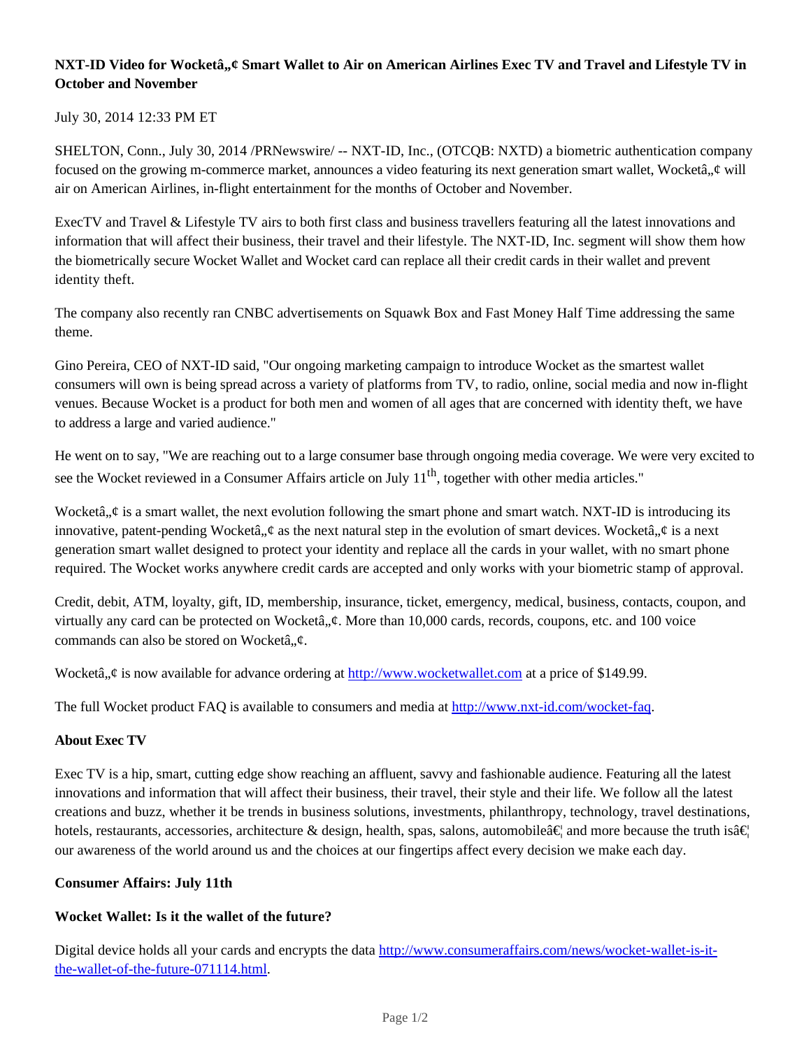**NXT-ID Video for Wocketâ„¢ Smart Wallet to Air on American Airlines Exec TV and Travel and Lifestyle TV in October and November**

July 30, 2014 12:33 PM ET

SHELTON, Conn., July 30, 2014 /PRNewswire/ -- NXT-ID, Inc., (OTCQB: NXTD) a biometric authentication company focused on the growing m-commerce market, announces a video featuring its next generation smart wallet, Wocketâ„¢ will air on American Airlines, in-flight entertainment for the months of October and November.

ExecTV and Travel & Lifestyle TV airs to both first class and business travellers featuring all the latest innovations and information that will affect their business, their travel and their lifestyle. The NXT-ID, Inc. segment will show them how the biometrically secure Wocket Wallet and Wocket card can replace all their credit cards in their wallet and prevent identity theft.

The company also recently ran CNBC advertisements on Squawk Box and Fast Money Half Time addressing the same theme.

Gino Pereira, CEO of NXT-ID said, "Our ongoing marketing campaign to introduce Wocket as the smartest wallet consumers will own is being spread across a variety of platforms from TV, to radio, online, social media and now in-flight venues. Because Wocket is a product for both men and women of all ages that are concerned with identity theft, we have to address a large and varied audience."

He went on to say, "We are reaching out to a large consumer base through ongoing media coverage. We were very excited to see the Wocket reviewed in a Consumer Affairs article on July 11th, together with other media articles."

Wocketâ„¢ is a smart wallet, the next evolution following the smart phone and smart watch. NXT-ID is introducing its innovative, patent-pending Wocketâ„¢ as the next natural step in the evolution of smart devices. Wocketâ„¢ is a next generation smart wallet designed to protect your identity and replace all the cards in your wallet, with no smart phone required. The Wocket works anywhere credit cards are accepted and only works with your biometric stamp of approval.

Credit, debit, ATM, loyalty, gift, ID, membership, insurance, ticket, emergency, medical, business, contacts, coupon, and virtually any card can be protected on Wocketâ„¢. More than 10,000 cards, records, coupons, etc. and 100 voice commands can also be stored on Wocketâ„¢.

Wocketâ„¢ is now available for advance ordering at http://www.wocketwallet.com at a price of $149.99.

The full Wocket product FAQ is available to consumers and media at http://www.nxt-id.com/wocket-faq.

**About Exec TV**

Exec TV is a hip, smart, cutting edge show reaching an affluent, savvy and fashionable audience. Featuring all the latest innovations and information that will affect their business, their travel, their style and their life. We follow all the latest creations and buzz, whether it be trends in business solutions, investments, philanthropy, technology, travel destinations, hotels, restaurants, accessories, architecture & design, health, spas, salons, automobileâ€¦ and more because the truth isâ€¦ our awareness of the world around us and the choices at our fingertips affect every decision we make each day.

**Consumer Affairs: July 11th**

**Wocket Wallet: Is it the wallet of the future?**

Digital device holds all your cards and encrypts the data http://www.consumeraffairs.com/news/wocket-wallet-is-it-the-wallet-of-the-future-071114.html.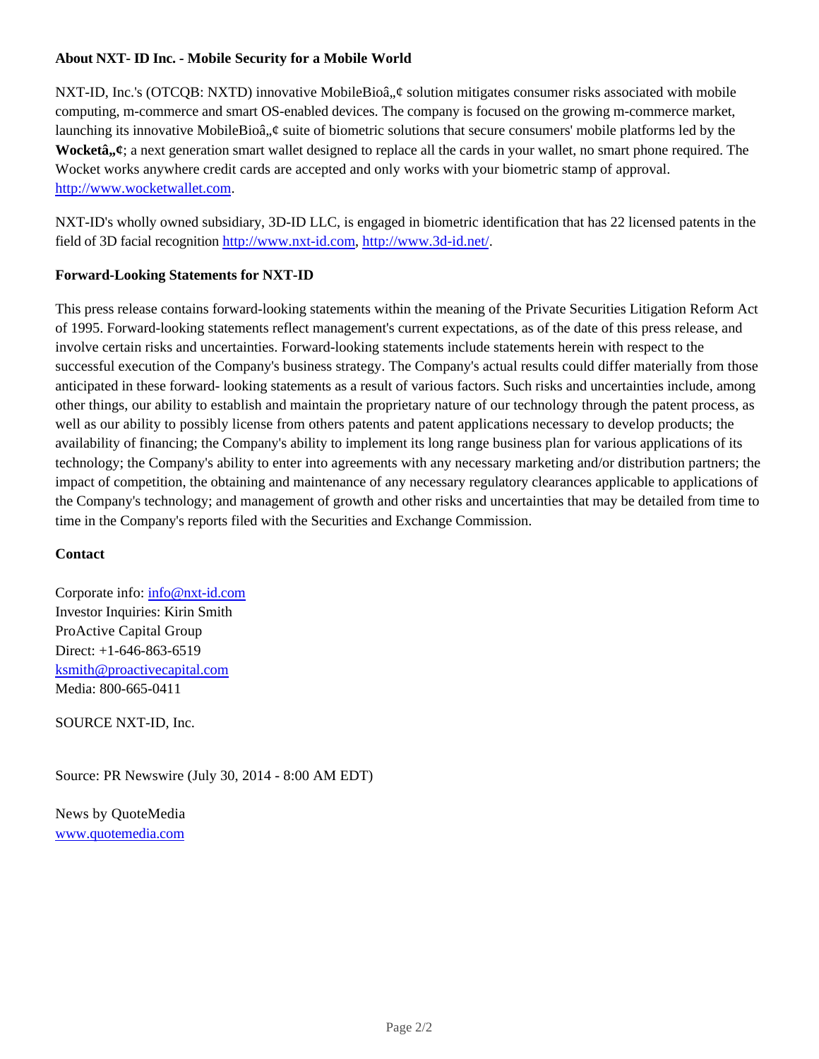**About NXT- ID Inc. - Mobile Security for a Mobile World**

NXT-ID, Inc.'s (OTCQB: NXTD) innovative MobileBioâ„¢ solution mitigates consumer risks associated with mobile computing, m-commerce and smart OS-enabled devices. The company is focused on the growing m-commerce market, launching its innovative MobileBioâ„¢ suite of biometric solutions that secure consumers' mobile platforms led by the **Wocketâ„¢**; a next generation smart wallet designed to replace all the cards in your wallet, no smart phone required. The Wocket works anywhere credit cards are accepted and only works with your biometric stamp of approval. http://www.wocketwallet.com.

NXT-ID's wholly owned subsidiary, 3D-ID LLC, is engaged in biometric identification that has 22 licensed patents in the field of 3D facial recognition http://www.nxt-id.com, http://www.3d-id.net/.

**Forward-Looking Statements for NXT-ID**

This press release contains forward-looking statements within the meaning of the Private Securities Litigation Reform Act of 1995. Forward-looking statements reflect management's current expectations, as of the date of this press release, and involve certain risks and uncertainties. Forward-looking statements include statements herein with respect to the successful execution of the Company's business strategy. The Company's actual results could differ materially from those anticipated in these forward- looking statements as a result of various factors. Such risks and uncertainties include, among other things, our ability to establish and maintain the proprietary nature of our technology through the patent process, as well as our ability to possibly license from others patents and patent applications necessary to develop products; the availability of financing; the Company's ability to implement its long range business plan for various applications of its technology; the Company's ability to enter into agreements with any necessary marketing and/or distribution partners; the impact of competition, the obtaining and maintenance of any necessary regulatory clearances applicable to applications of the Company's technology; and management of growth and other risks and uncertainties that may be detailed from time to time in the Company's reports filed with the Securities and Exchange Commission.

**Contact**

Corporate info: info@nxt-id.com
Investor Inquiries: Kirin Smith
ProActive Capital Group
Direct: +1-646-863-6519
ksmith@proactivecapital.com
Media: 800-665-0411

SOURCE NXT-ID, Inc.

Source: PR Newswire (July 30, 2014 - 8:00 AM EDT)

News by QuoteMedia
www.quotemedia.com